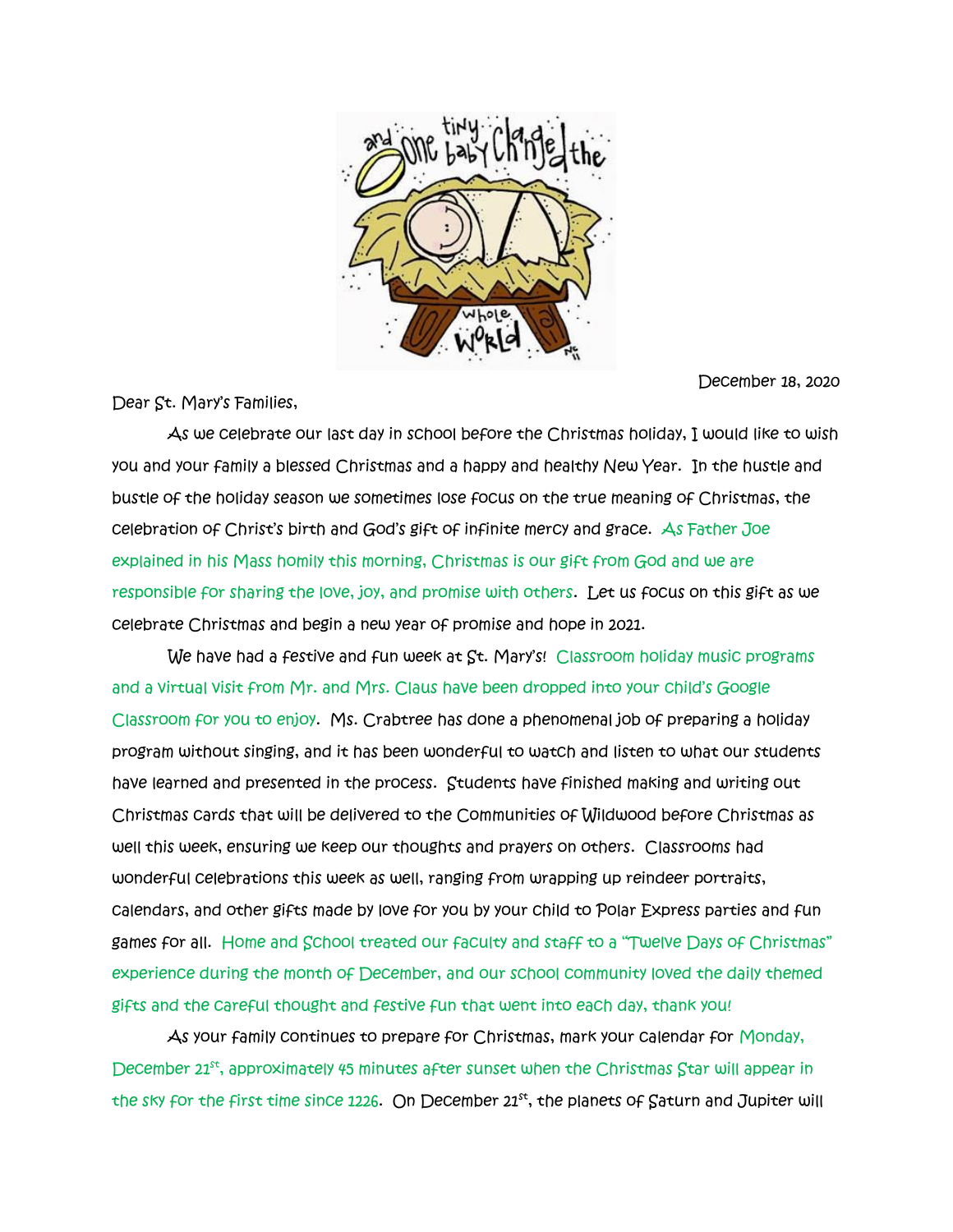December 18, 2020

Dear St. Mary's Families,

As we celebrate our last day in school before the Christmas holiday, I would like to wish you and your family a blessed Christmas and a happy and healthy New Year. In the hustle and bustle of the holiday season we sometimes lose focus on the true meaning of Christmas, the celebration of Christ's birth and God's gift of infinite mercy and grace. As Father Joe explained in his Mass homily this morning, Christmas is our gift from God and we are responsible for sharing the love, joy, and promise with others. Let us focus on this gift as we celebrate Christmas and begin a new year of promise and hope in 2021.

We have had a festive and fun week at St. Mary's! Classroom holiday music programs and a virtual visit from Mr. and Mrs. Claus have been dropped into your child's Google Classroom for you to enjoy. Ms. Crabtree has done a phenomenal job of preparing a holiday program without singing, and it has been wonderful to watch and listen to what our students have learned and presented in the process. Students have finished making and writing out Christmas cards that will be delivered to the Communities of Wildwood before Christmas as well this week, ensuring we keep our thoughts and prayers on others. Classrooms had wonderful celebrations this week as well, ranging from wrapping up reindeer portraits, calendars, and other gifts made by love for you by your child to Polar Express parties and fun games for all. Home and School treated our faculty and staff to a "Twelve Days of Christmas" experience during the month of December, and our school community loved the daily themed gifts and the careful thought and festive fun that went into each day, thank you!

As your family continues to prepare for Christmas, mark your calendar for Monday, December 21st, approximately 45 minutes after sunset when the Christmas Star will appear in the sky for the first time since 1226. On December 21st, the planets of Saturn and Jupiter will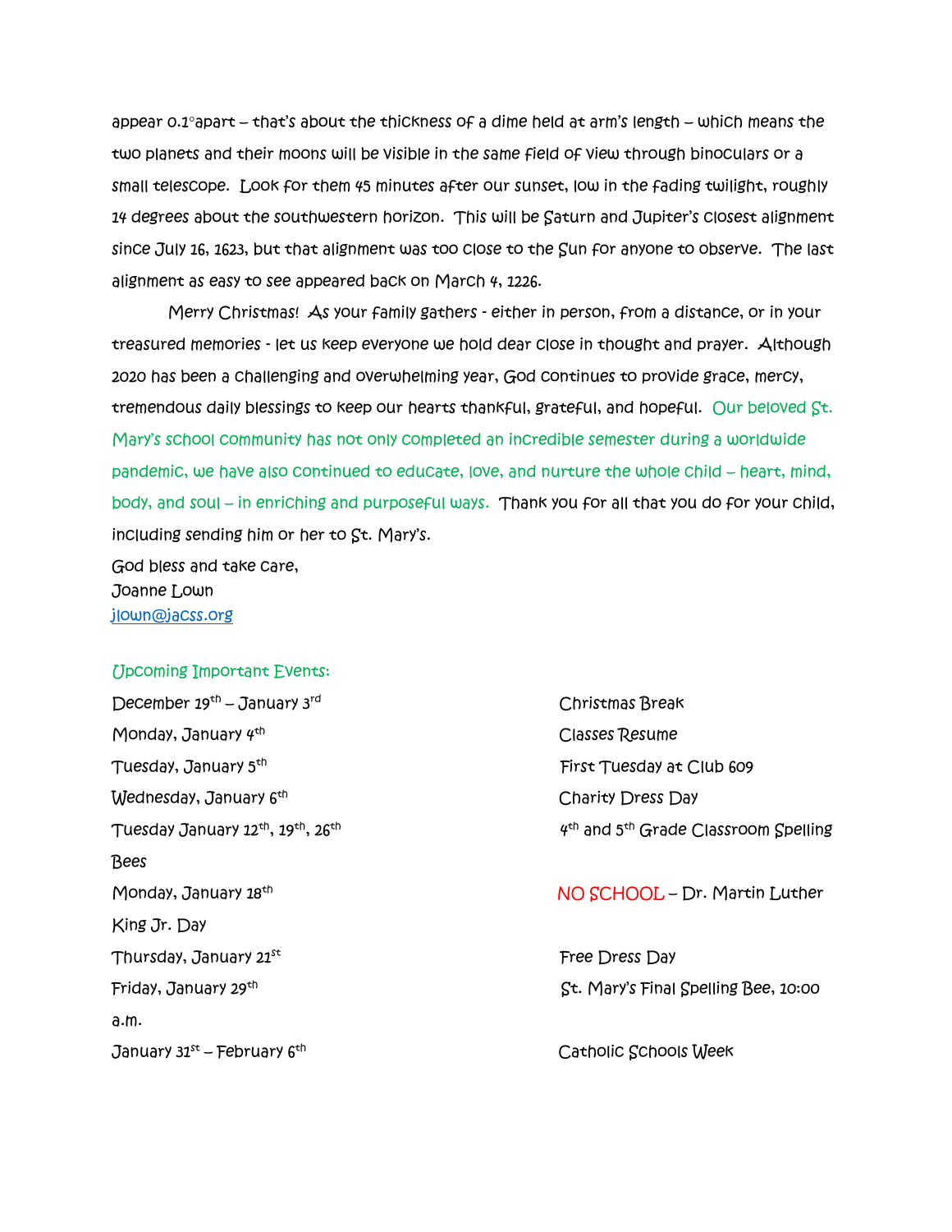appear 0.1°apart – that's about the thickness of a dime held at arm's length – which means the two planets and their moons will be visible in the same field of view through binoculars or a small telescope. Look for them 45 minutes after our sunset, low in the fading twilight, roughly 14 degrees about the southwestern horizon. This will be Saturn and Jupiter's closest alignment since July 16, 1623, but that alignment was too close to the Sun for anyone to observe. The last alignment as easy to see appeared back on March 4, 1226.

Merry Christmas! As your family gathers - either in person, from a distance, or in your treasured memories - let us keep everyone we hold dear close in thought and prayer. Although 2020 has been a challenging and overwhelming year, God continues to provide grace, mercy, tremendous daily blessings to keep our hearts thankful, grateful, and hopeful. Our beloved St. Mary's school community has not only completed an incredible semester during a worldwide pandemic, we have also continued to educate, love, and nurture the whole child – heart, mind, body, and soul – in enriching and purposeful ways. Thank you for all that you do for your child, including sending him or her to St. Mary's.

God bless and take care,
Joanne Lown
jlown@jacss.org

Upcoming Important Events:

| | |
|---|---|
| December 19th – January 3rd | Christmas Break |
| Monday, January 4th | Classes Resume |
| Tuesday, January 5th | First Tuesday at Club 609 |
| Wednesday, January 6th | Charity Dress Day |
| Tuesday January 12th, 19th, 26th | 4th and 5th Grade Classroom Spelling Bees |
| Monday, January 18th | NO SCHOOL – Dr. Martin Luther King Jr. Day |
| Thursday, January 21st | Free Dress Day |
| Friday, January 29th | St. Mary's Final Spelling Bee, 10:00 a.m. |
| January 31st – February 6th | Catholic Schools Week |